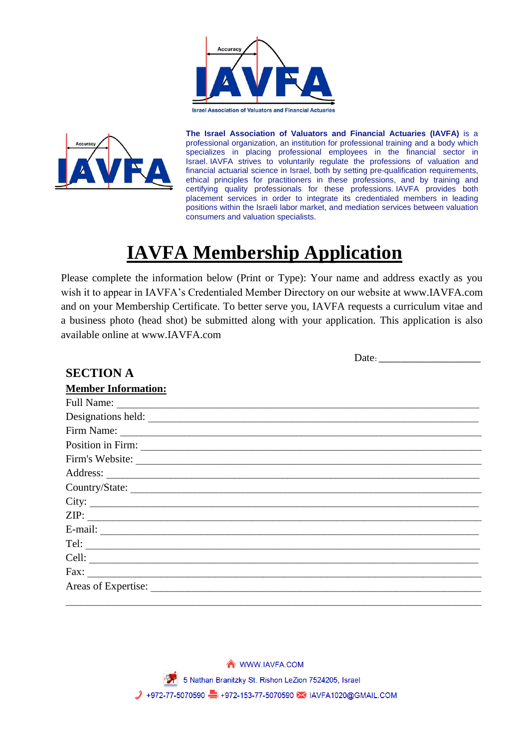**The Israel Association of Valuators and Financial Actuaries (IAVFA)** is a professional organization, an institution for professional training and a body which specializes in placing professional employees in the financial sector in Israel. IAVFA strives to voluntarily regulate the professions of valuation and financial actuarial science in Israel, both by setting pre-qualification requirements, ethical principles for practitioners in these professions, and by training and certifying quality professionals for these professions. IAVFA provides both placement services in order to integrate its credentialed members in leading positions within the Israeli labor market, and mediation services between valuation consumers and valuation specialists.

# IAVFA Membership Application

Please complete the information below (Print or Type): Your name and address exactly as you wish it to appear in IAVFA's Credentialed Member Directory on our website at www.IAVFA.com and on your Membership Certificate. To better serve you, IAVFA requests a curriculum vitae and a business photo (head shot) be submitted along with your application. This application is also available online at www.IAVFA.com

Date: ___________________

## SECTION A

**Member Information:**

Full Name: ______________________________________________________________

Designations held: _________________________________________________________

Firm Name: _____________________________________________________________

Position in Firm: _________________________________________________________

Firm's Website: __________________________________________________________

Address: ________________________________________________________________

Country/State: ___________________________________________________________

City: ___________________________________________________________________

ZIP: ____________________________________________________________________

E-mail: _________________________________________________________________

Tel: ____________________________________________________________________

Cell: ___________________________________________________________________

Fax: ____________________________________________________________________

Areas of Expertise: ________________________________________________________

_______________________________________________________________________

WWW.IAVFA.COM

5 Nathan Branitzky St. Rishon LeZion 7524205, Israel

+972-77-5070590 +972-153-77-5070590 IAVFA1020@GMAIL.COM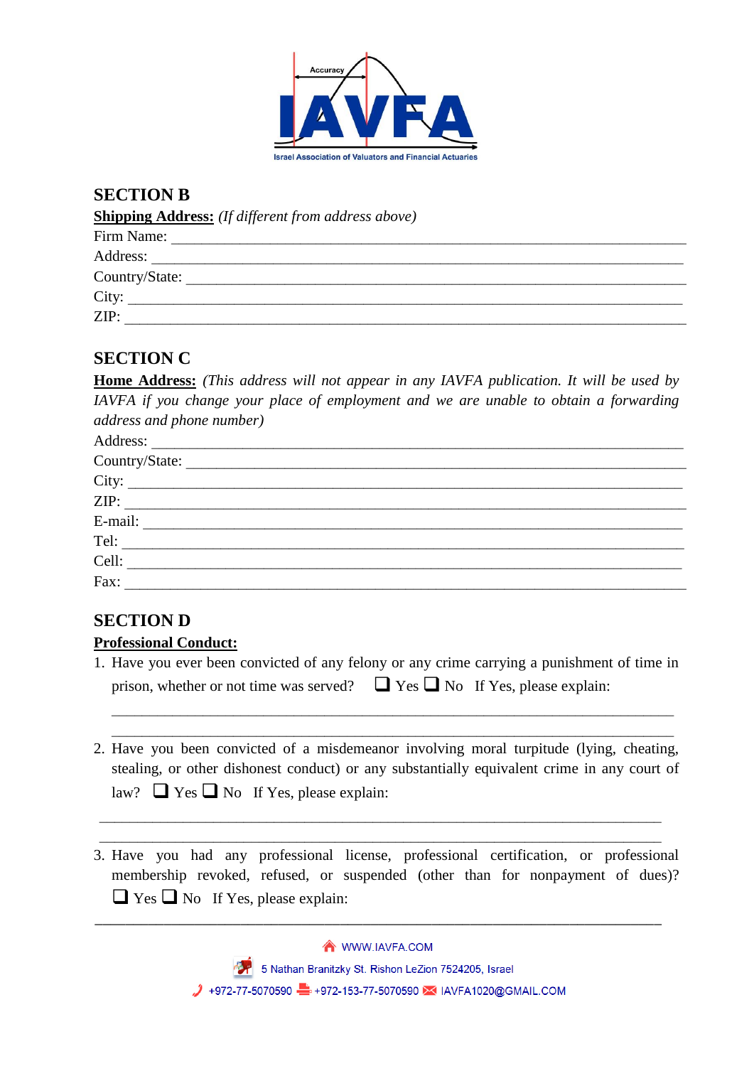## SECTION B

**Shipping Address:** *(If different from address above)*

Firm Name: ___________________________________________________________________

Address: ____________________________________________________________________

Country/State: ________________________________________________________________

City: _______________________________________________________________________

ZIP: ________________________________________________________________________

## SECTION C

**Home Address:** *(This address will not appear in any IAVFA publication. It will be used by IAVFA if you change your place of employment and we are unable to obtain a forwarding address and phone number)*

Address: ____________________________________________________________________

Country/State: ________________________________________________________________

City: _______________________________________________________________________

ZIP: ________________________________________________________________________

E-mail: _____________________________________________________________________

Tel: ________________________________________________________________________

Cell: _______________________________________________________________________

Fax: ________________________________________________________________________

## SECTION D

**Professional Conduct:**

1. Have you ever been convicted of any felony or any crime carrying a punishment of time in prison, whether or not time was served? ❑ Yes ❑ No If Yes, please explain:

   ___________________________________________________________________________

   ___________________________________________________________________________

2. Have you been convicted of a misdemeanor involving moral turpitude (lying, cheating, stealing, or other dishonest conduct) or any substantially equivalent crime in any court of law? ❑ Yes ❑ No If Yes, please explain:

   ___________________________________________________________________________

   ___________________________________________________________________________

3. Have you had any professional license, professional certification, or professional membership revoked, refused, or suspended (other than for nonpayment of dues)? ❑ Yes ❑ No If Yes, please explain:

   ___________________________________________________________________________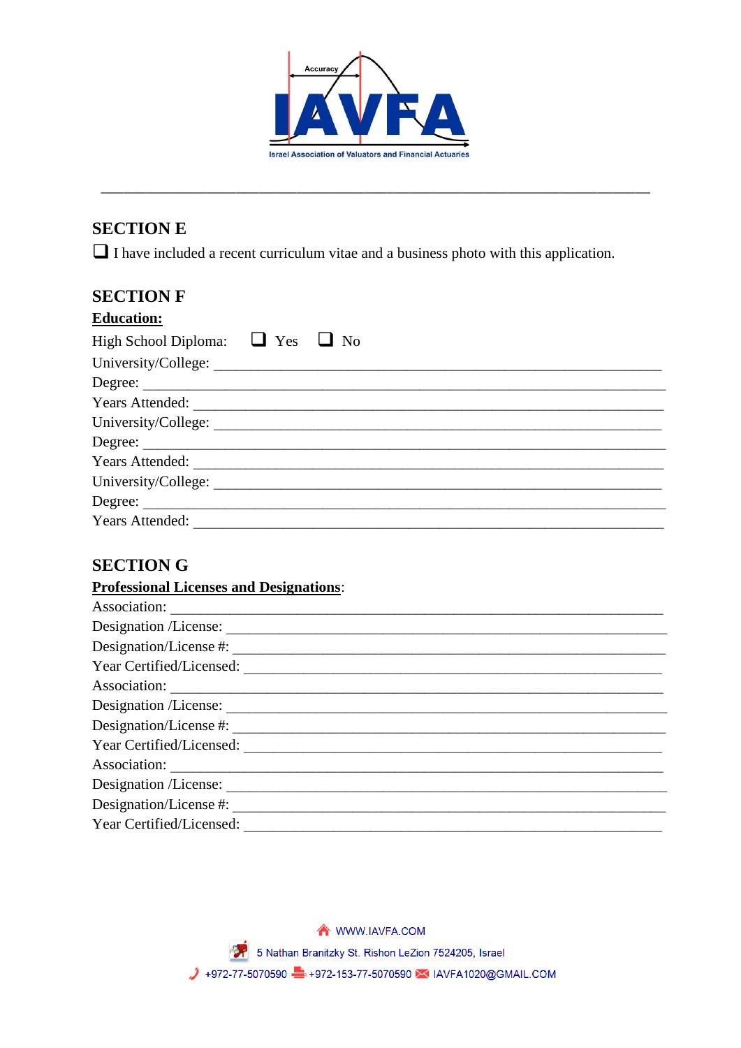## SECTION E

☐ I have included a recent curriculum vitae and a business photo with this application.

## SECTION F

**Education:**

High School Diploma: ☐ Yes ☐ No

University/College: ______________________________________________

Degree: ______________________________________________

Years Attended: ______________________________________________

University/College: ______________________________________________

Degree: ______________________________________________

Years Attended: ______________________________________________

University/College: ______________________________________________

Degree: ______________________________________________

Years Attended: ______________________________________________

## SECTION G

**Professional Licenses and Designations**:

Association: ______________________________________________

Designation /License: ______________________________________________

Designation/License #: ______________________________________________

Year Certified/Licensed: ______________________________________________

Association: ______________________________________________

Designation /License: ______________________________________________

Designation/License #: ______________________________________________

Year Certified/Licensed: ______________________________________________

Association: ______________________________________________

Designation /License: ______________________________________________

Designation/License #: ______________________________________________

Year Certified/Licensed: ______________________________________________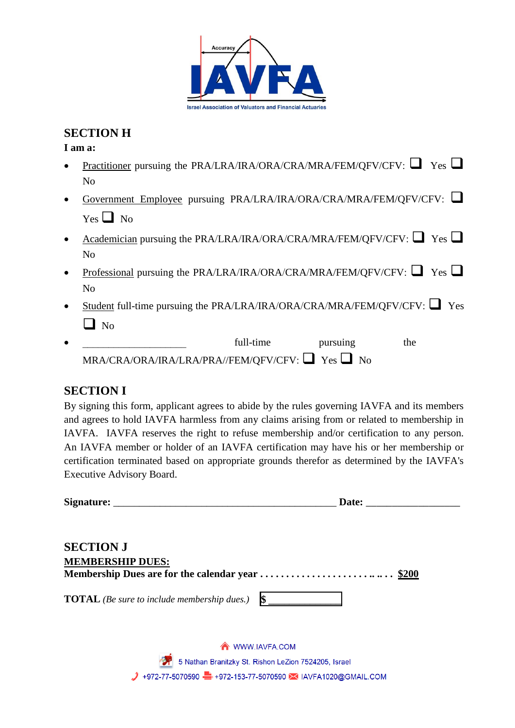## SECTION H

**I am a:**

- Practitioner pursuing the PRA/LRA/IRA/ORA/CRA/MRA/FEM/QFV/CFV: ❑ Yes ❑ No
- Government Employee pursuing PRA/LRA/IRA/ORA/CRA/MRA/FEM/QFV/CFV: ❑ Yes ❑ No
- Academician pursuing the PRA/LRA/IRA/ORA/CRA/MRA/FEM/QFV/CFV: ❑ Yes ❑ No
- Professional pursuing the PRA/LRA/IRA/ORA/CRA/MRA/FEM/QFV/CFV: ❑ Yes ❑ No
- Student full-time pursuing the PRA/LRA/IRA/ORA/CRA/MRA/FEM/QFV/CFV: ❑ Yes ❑ No
- ____________________ full-time pursuing the MRA/CRA/ORA/IRA/LRA/PRA//FEM/QFV/CFV: ❑ Yes ❑ No

## SECTION I

By signing this form, applicant agrees to abide by the rules governing IAVFA and its members and agrees to hold IAVFA harmless from any claims arising from or related to membership in IAVFA. IAVFA reserves the right to refuse membership and/or certification to any person. An IAVFA member or holder of an IAVFA certification may have his or her membership or certification terminated based on appropriate grounds therefor as determined by the IAVFA's Executive Advisory Board.

**Signature:** ___________________________________________ **Date:** _________________

## SECTION J

**MEMBERSHIP DUES:**

**Membership Dues are for the calendar year . . . . . . . . . . . . . . . . . . . . . . . .. .. . . $200**

**TOTAL** *(Be sure to include membership dues.)* $ _____________

WWW.IAVFA.COM

5 Nathan Branitzky St. Rishon LeZion 7524205, Israel

+972-77-5070590 +972-153-77-5070590 IAVFA1020@GMAIL.COM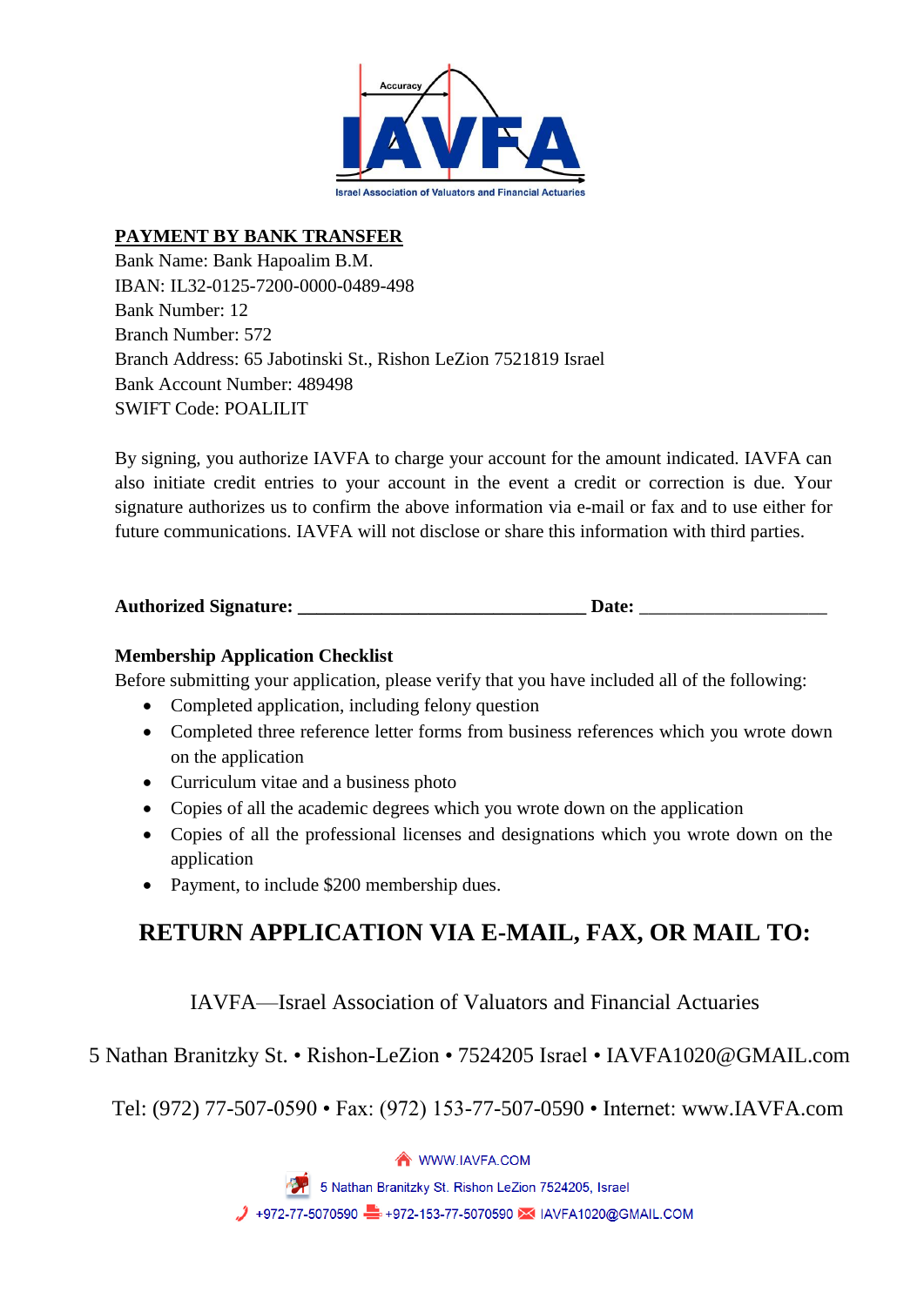**PAYMENT BY BANK TRANSFER**

Bank Name: Bank Hapoalim B.M.
IBAN: IL32-0125-7200-0000-0489-498
Bank Number: 12
Branch Number: 572
Branch Address: 65 Jabotinski St., Rishon LeZion 7521819 Israel
Bank Account Number: 489498
SWIFT Code: POALILIT

By signing, you authorize IAVFA to charge your account for the amount indicated. IAVFA can also initiate credit entries to your account in the event a credit or correction is due. Your signature authorizes us to confirm the above information via e-mail or fax and to use either for future communications. IAVFA will not disclose or share this information with third parties.

**Authorized Signature: ______________________________ Date:** ____________________

**Membership Application Checklist**

Before submitting your application, please verify that you have included all of the following:

- Completed application, including felony question
- Completed three reference letter forms from business references which you wrote down on the application
- Curriculum vitae and a business photo
- Copies of all the academic degrees which you wrote down on the application
- Copies of all the professional licenses and designations which you wrote down on the application
- Payment, to include $200 membership dues.

## RETURN APPLICATION VIA E-MAIL, FAX, OR MAIL TO:

IAVFA—Israel Association of Valuators and Financial Actuaries

5 Nathan Branitzky St. • Rishon-LeZion • 7524205 Israel • IAVFA1020@GMAIL.com

Tel: (972) 77-507-0590 • Fax: (972) 153-77-507-0590 • Internet: www.IAVFA.com